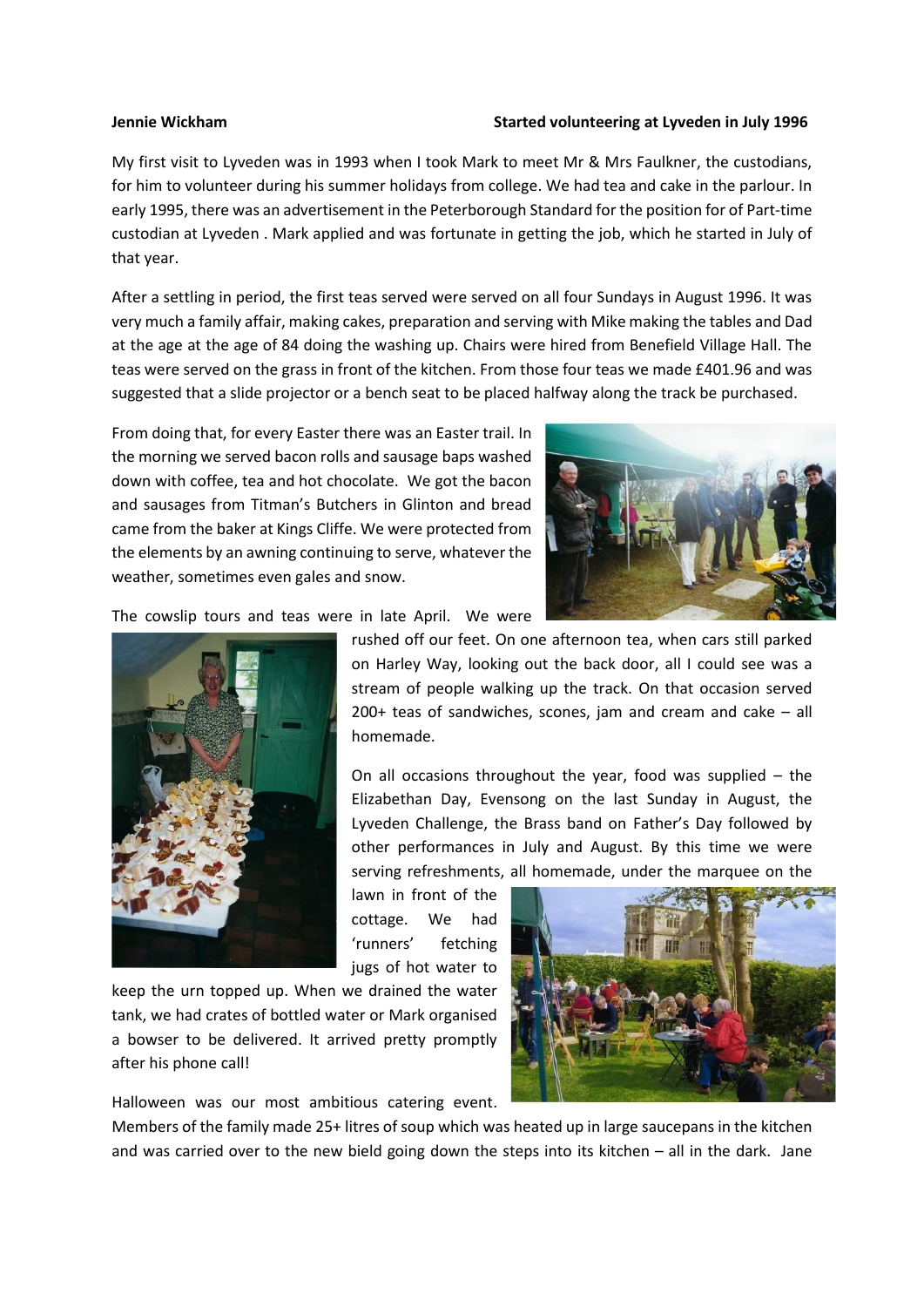**Jennie Wickham** **Started volunteering at Lyveden in July 1996**

My first visit to Lyveden was in 1993 when I took Mark to meet Mr & Mrs Faulkner, the custodians, for him to volunteer during his summer holidays from college. We had tea and cake in the parlour. In early 1995, there was an advertisement in the Peterborough Standard for the position for of Part-time custodian at Lyveden . Mark applied and was fortunate in getting the job, which he started in July of that year.

After a settling in period, the first teas served were served on all four Sundays in August 1996. It was very much a family affair, making cakes, preparation and serving with Mike making the tables and Dad at the age at the age of 84 doing the washing up. Chairs were hired from Benefield Village Hall. The teas were served on the grass in front of the kitchen. From those four teas we made £401.96 and was suggested that a slide projector or a bench seat to be placed halfway along the track be purchased.

From doing that, for every Easter there was an Easter trail. In the morning we served bacon rolls and sausage baps washed down with coffee, tea and hot chocolate. We got the bacon and sausages from Titman's Butchers in Glinton and bread came from the baker at Kings Cliffe. We were protected from the elements by an awning continuing to serve, whatever the weather, sometimes even gales and snow.

The cowslip tours and teas were in late April. We were rushed off our feet. On one afternoon tea, when cars still parked on Harley Way, looking out the back door, all I could see was a stream of people walking up the track. On that occasion served 200+ teas of sandwiches, scones, jam and cream and cake – all homemade.

On all occasions throughout the year, food was supplied – the Elizabethan Day, Evensong on the last Sunday in August, the Lyveden Challenge, the Brass band on Father's Day followed by other performances in July and August. By this time we were serving refreshments, all homemade, under the marquee on the lawn in front of the cottage. We had 'runners' fetching jugs of hot water to keep the urn topped up. When we drained the water tank, we had crates of bottled water or Mark organised a bowser to be delivered. It arrived pretty promptly after his phone call!

Halloween was our most ambitious catering event. Members of the family made 25+ litres of soup which was heated up in large saucepans in the kitchen and was carried over to the new bield going down the steps into its kitchen – all in the dark. Jane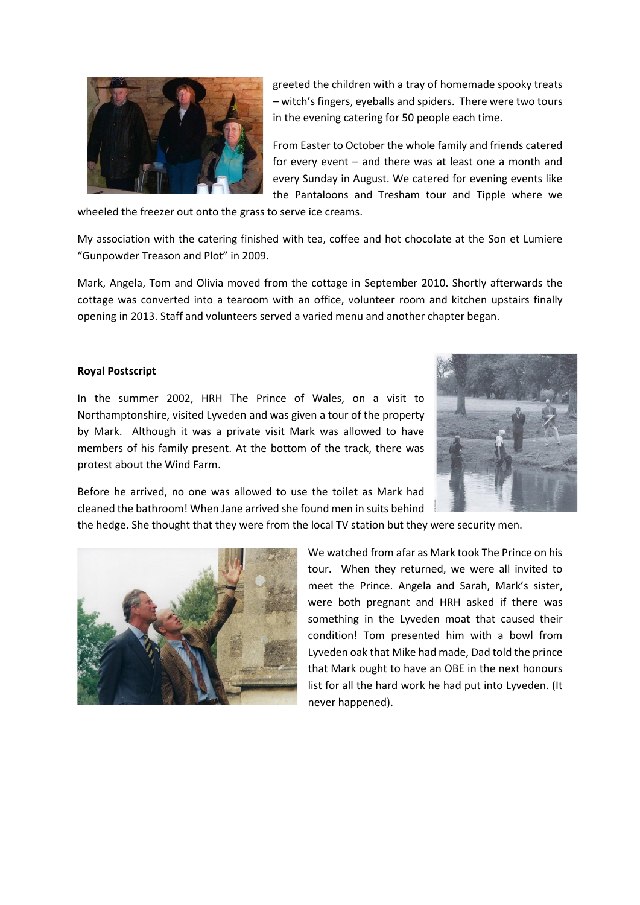greeted the children with a tray of homemade spooky treats – witch's fingers, eyeballs and spiders. There were two tours in the evening catering for 50 people each time.

From Easter to October the whole family and friends catered for every event – and there was at least one a month and every Sunday in August. We catered for evening events like the Pantaloons and Tresham tour and Tipple where we wheeled the freezer out onto the grass to serve ice creams.

My association with the catering finished with tea, coffee and hot chocolate at the Son et Lumiere "Gunpowder Treason and Plot" in 2009.

Mark, Angela, Tom and Olivia moved from the cottage in September 2010. Shortly afterwards the cottage was converted into a tearoom with an office, volunteer room and kitchen upstairs finally opening in 2013. Staff and volunteers served a varied menu and another chapter began.

**Royal Postscript**

In the summer 2002, HRH The Prince of Wales, on a visit to Northamptonshire, visited Lyveden and was given a tour of the property by Mark. Although it was a private visit Mark was allowed to have members of his family present. At the bottom of the track, there was protest about the Wind Farm.

Before he arrived, no one was allowed to use the toilet as Mark had cleaned the bathroom! When Jane arrived she found men in suits behind the hedge. She thought that they were from the local TV station but they were security men.

We watched from afar as Mark took The Prince on his tour. When they returned, we were all invited to meet the Prince. Angela and Sarah, Mark's sister, were both pregnant and HRH asked if there was something in the Lyveden moat that caused their condition! Tom presented him with a bowl from Lyveden oak that Mike had made, Dad told the prince that Mark ought to have an OBE in the next honours list for all the hard work he had put into Lyveden. (It never happened).